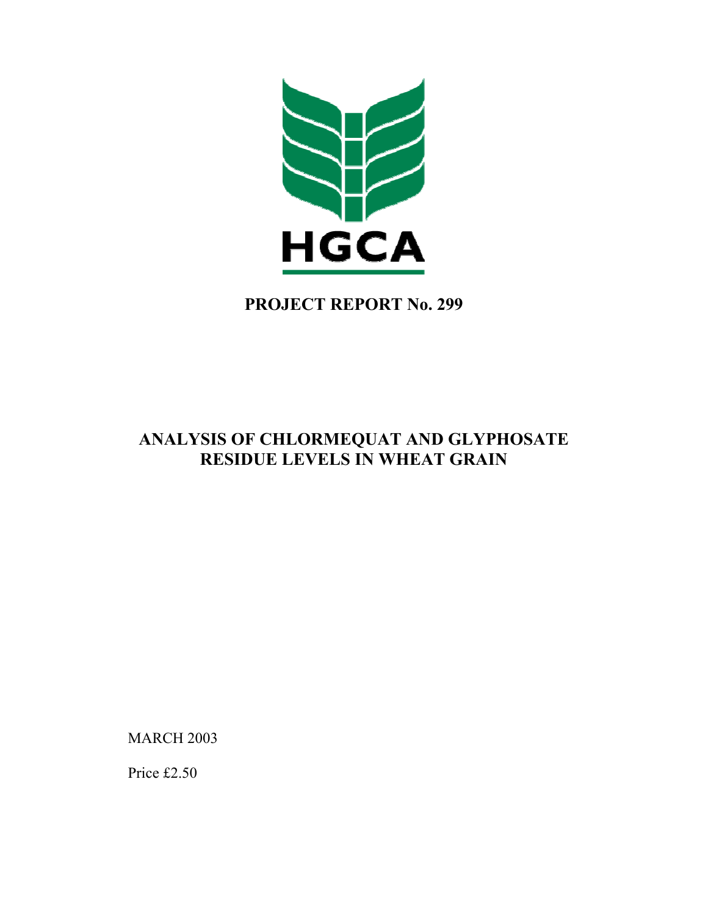HGCA

# PROJECT REPORT No. 299

## ANALYSIS OF CHLORMEQUAT AND GLYPHOSATE RESIDUE LEVELS IN WHEAT GRAIN

MARCH 2003

Price £2.50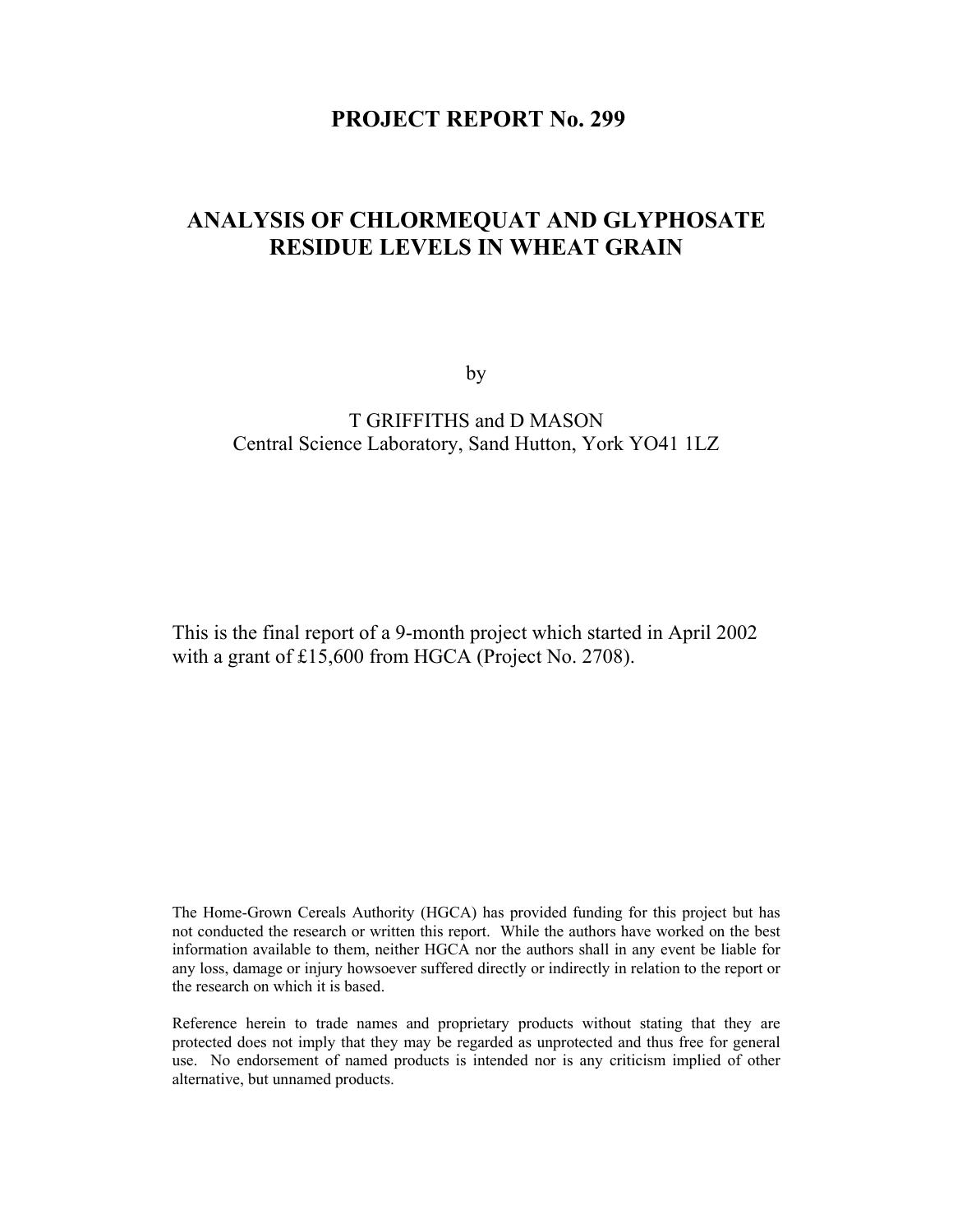# PROJECT REPORT No. 299

## ANALYSIS OF CHLORMEQUAT AND GLYPHOSATE RESIDUE LEVELS IN WHEAT GRAIN

by

T GRIFFITHS and D MASON
Central Science Laboratory, Sand Hutton, York YO41 1LZ

This is the final report of a 9-month project which started in April 2002 with a grant of £15,600 from HGCA (Project No. 2708).

The Home-Grown Cereals Authority (HGCA) has provided funding for this project but has not conducted the research or written this report. While the authors have worked on the best information available to them, neither HGCA nor the authors shall in any event be liable for any loss, damage or injury howsoever suffered directly or indirectly in relation to the report or the research on which it is based.

Reference herein to trade names and proprietary products without stating that they are protected does not imply that they may be regarded as unprotected and thus free for general use. No endorsement of named products is intended nor is any criticism implied of other alternative, but unnamed products.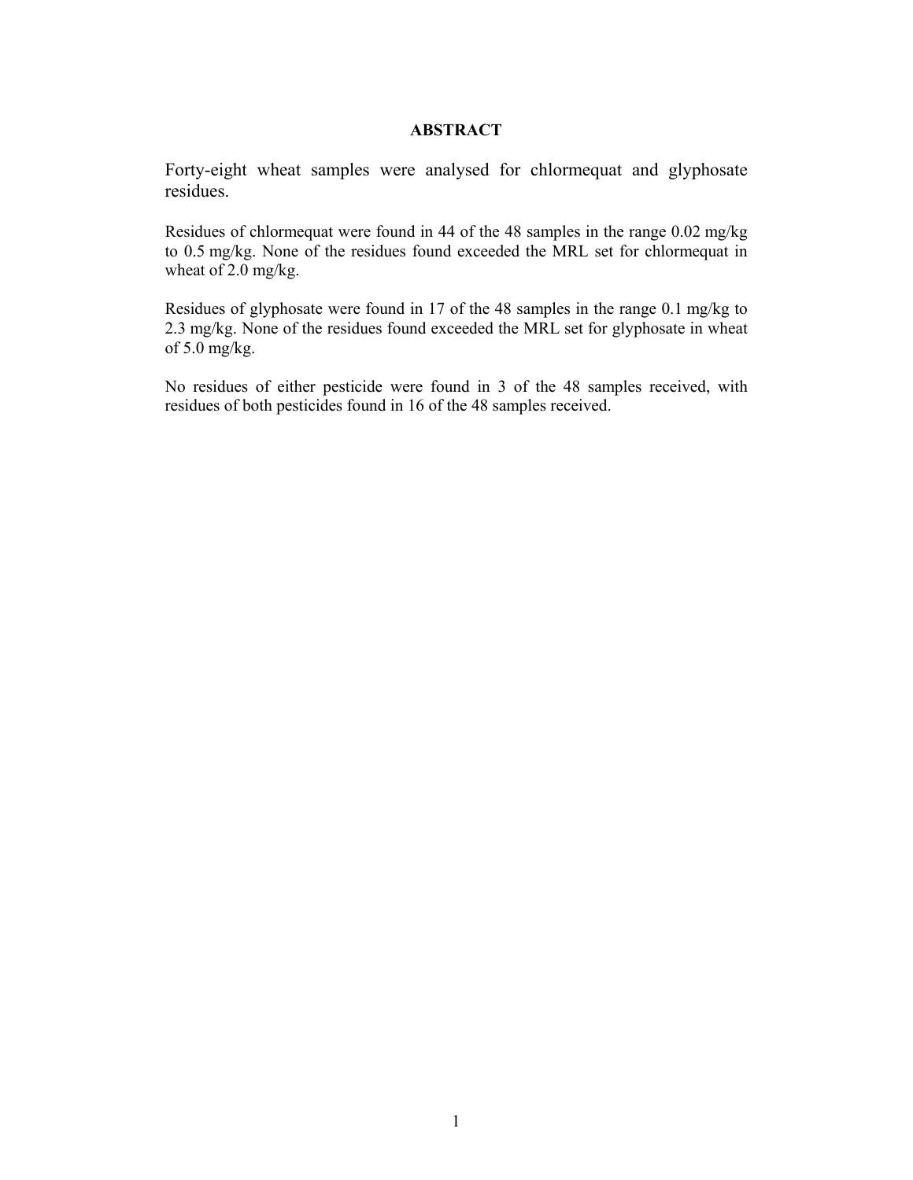# ABSTRACT

Forty-eight wheat samples were analysed for chlormequat and glyphosate residues.

Residues of chlormequat were found in 44 of the 48 samples in the range 0.02 mg/kg to 0.5 mg/kg. None of the residues found exceeded the MRL set for chlormequat in wheat of 2.0 mg/kg.

Residues of glyphosate were found in 17 of the 48 samples in the range 0.1 mg/kg to 2.3 mg/kg. None of the residues found exceeded the MRL set for glyphosate in wheat of 5.0 mg/kg.

No residues of either pesticide were found in 3 of the 48 samples received, with residues of both pesticides found in 16 of the 48 samples received.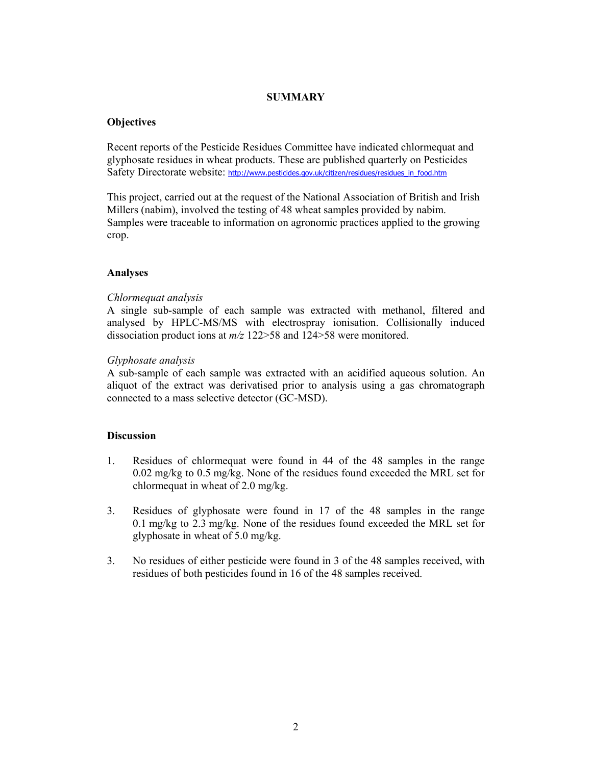## SUMMARY

### Objectives

Recent reports of the Pesticide Residues Committee have indicated chlormequat and glyphosate residues in wheat products. These are published quarterly on Pesticides Safety Directorate website: http://www.pesticides.gov.uk/citizen/residues/residues_in_food.htm

This project, carried out at the request of the National Association of British and Irish Millers (nabim), involved the testing of 48 wheat samples provided by nabim. Samples were traceable to information on agronomic practices applied to the growing crop.

### Analyses

*Chlormequat analysis*
A single sub-sample of each sample was extracted with methanol, filtered and analysed by HPLC-MS/MS with electrospray ionisation. Collisionally induced dissociation product ions at *m/z* 122>58 and 124>58 were monitored.

*Glyphosate analysis*
A sub-sample of each sample was extracted with an acidified aqueous solution. An aliquot of the extract was derivatised prior to analysis using a gas chromatograph connected to a mass selective detector (GC-MSD).

### Discussion

1. Residues of chlormequat were found in 44 of the 48 samples in the range 0.02 mg/kg to 0.5 mg/kg. None of the residues found exceeded the MRL set for chlormequat in wheat of 2.0 mg/kg.

3. Residues of glyphosate were found in 17 of the 48 samples in the range 0.1 mg/kg to 2.3 mg/kg. None of the residues found exceeded the MRL set for glyphosate in wheat of 5.0 mg/kg.

3. No residues of either pesticide were found in 3 of the 48 samples received, with residues of both pesticides found in 16 of the 48 samples received.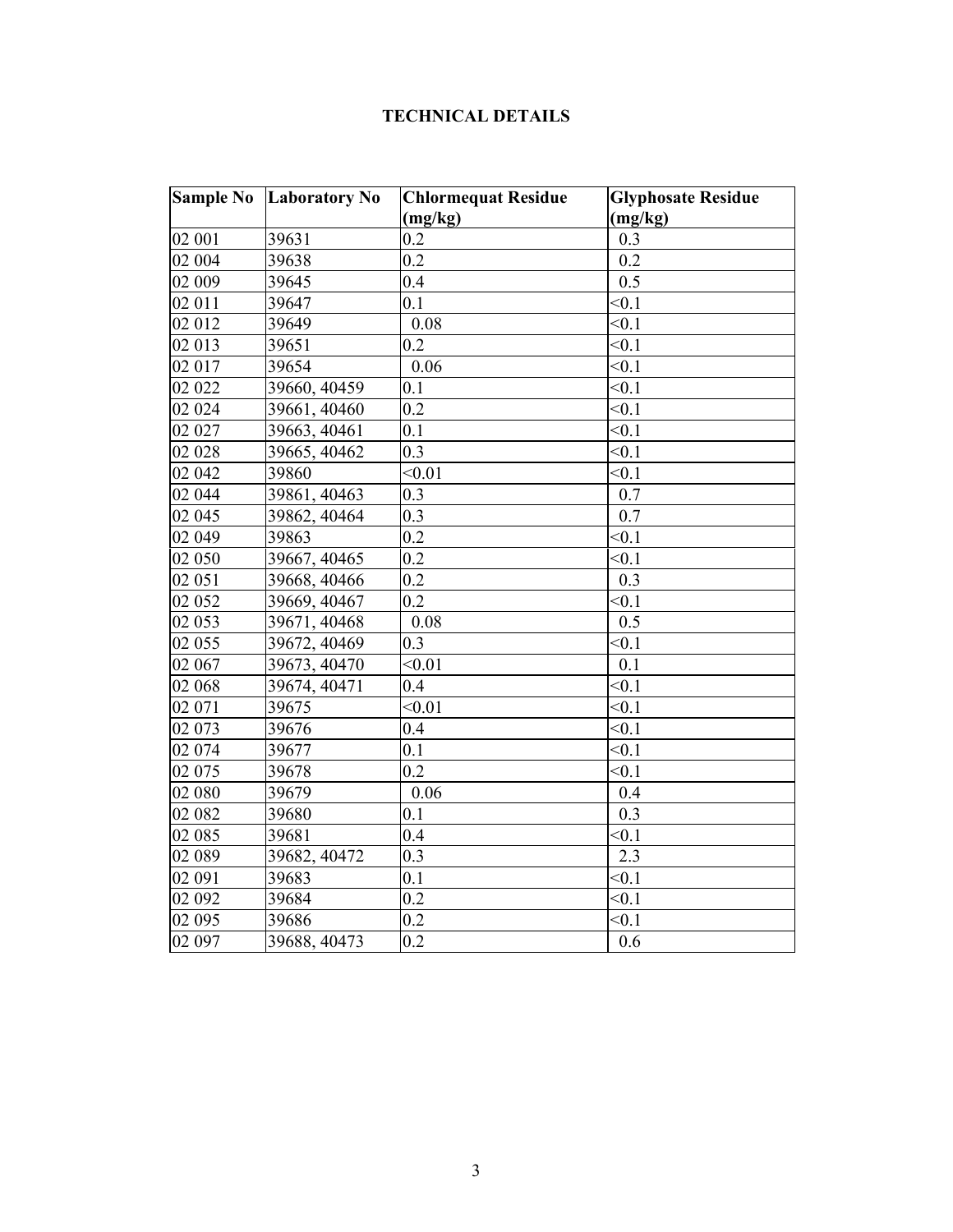**TECHNICAL DETAILS**

| Sample No | Laboratory No | Chlormequat Residue (mg/kg) | Glyphosate Residue (mg/kg) |
|---|---|---|---|
| 02 001 | 39631 | 0.2 | 0.3 |
| 02 004 | 39638 | 0.2 | 0.2 |
| 02 009 | 39645 | 0.4 | 0.5 |
| 02 011 | 39647 | 0.1 | <0.1 |
| 02 012 | 39649 | 0.08 | <0.1 |
| 02 013 | 39651 | 0.2 | <0.1 |
| 02 017 | 39654 | 0.06 | <0.1 |
| 02 022 | 39660, 40459 | 0.1 | <0.1 |
| 02 024 | 39661, 40460 | 0.2 | <0.1 |
| 02 027 | 39663, 40461 | 0.1 | <0.1 |
| 02 028 | 39665, 40462 | 0.3 | <0.1 |
| 02 042 | 39860 | <0.01 | <0.1 |
| 02 044 | 39861, 40463 | 0.3 | 0.7 |
| 02 045 | 39862, 40464 | 0.3 | 0.7 |
| 02 049 | 39863 | 0.2 | <0.1 |
| 02 050 | 39667, 40465 | 0.2 | <0.1 |
| 02 051 | 39668, 40466 | 0.2 | 0.3 |
| 02 052 | 39669, 40467 | 0.2 | <0.1 |
| 02 053 | 39671, 40468 | 0.08 | 0.5 |
| 02 055 | 39672, 40469 | 0.3 | <0.1 |
| 02 067 | 39673, 40470 | <0.01 | 0.1 |
| 02 068 | 39674, 40471 | 0.4 | <0.1 |
| 02 071 | 39675 | <0.01 | <0.1 |
| 02 073 | 39676 | 0.4 | <0.1 |
| 02 074 | 39677 | 0.1 | <0.1 |
| 02 075 | 39678 | 0.2 | <0.1 |
| 02 080 | 39679 | 0.06 | 0.4 |
| 02 082 | 39680 | 0.1 | 0.3 |
| 02 085 | 39681 | 0.4 | <0.1 |
| 02 089 | 39682, 40472 | 0.3 | 2.3 |
| 02 091 | 39683 | 0.1 | <0.1 |
| 02 092 | 39684 | 0.2 | <0.1 |
| 02 095 | 39686 | 0.2 | <0.1 |
| 02 097 | 39688, 40473 | 0.2 | 0.6 |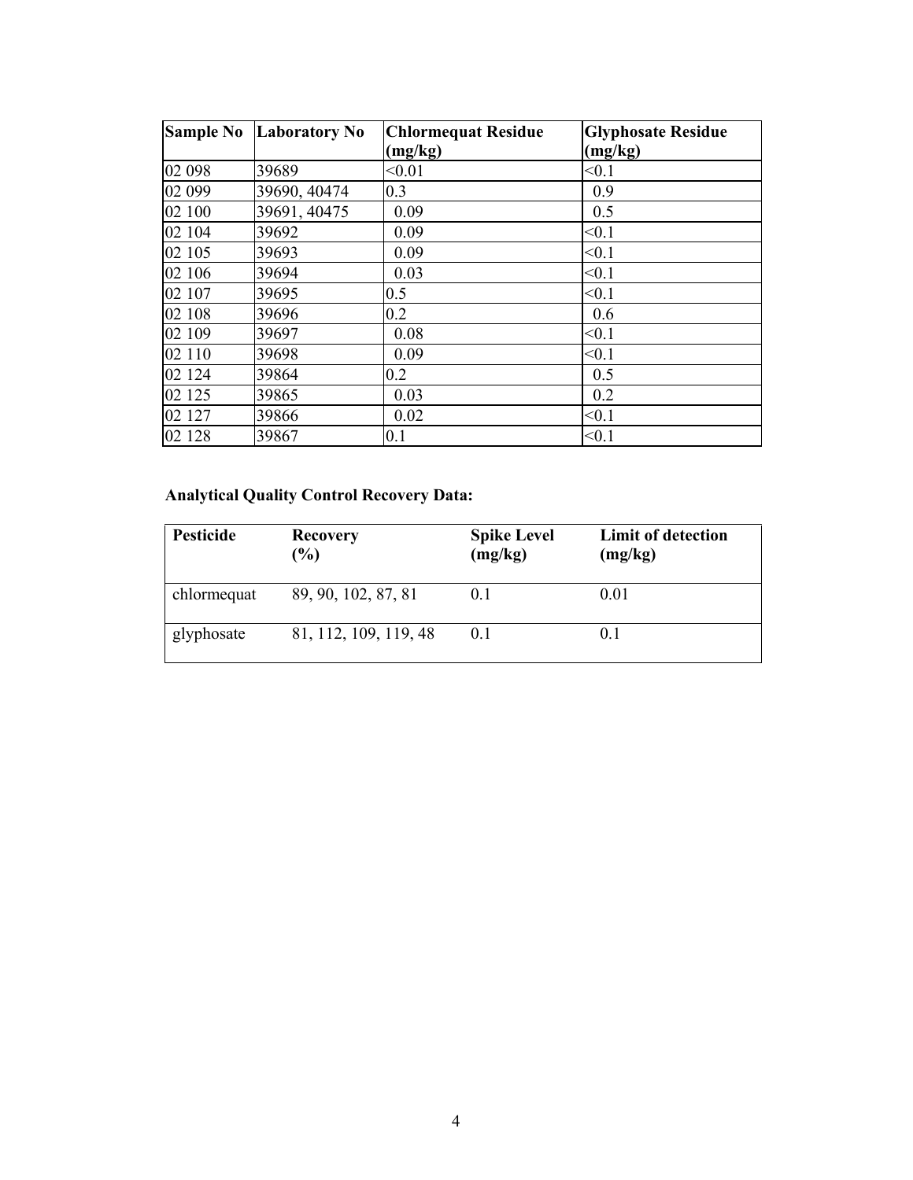| Sample No | Laboratory No | Chlormequat Residue (mg/kg) | Glyphosate Residue (mg/kg) |
|---|---|---|---|
| 02 098 | 39689 | <0.01 | <0.1 |
| 02 099 | 39690, 40474 | 0.3 | 0.9 |
| 02 100 | 39691, 40475 | 0.09 | 0.5 |
| 02 104 | 39692 | 0.09 | <0.1 |
| 02 105 | 39693 | 0.09 | <0.1 |
| 02 106 | 39694 | 0.03 | <0.1 |
| 02 107 | 39695 | 0.5 | <0.1 |
| 02 108 | 39696 | 0.2 | 0.6 |
| 02 109 | 39697 | 0.08 | <0.1 |
| 02 110 | 39698 | 0.09 | <0.1 |
| 02 124 | 39864 | 0.2 | 0.5 |
| 02 125 | 39865 | 0.03 | 0.2 |
| 02 127 | 39866 | 0.02 | <0.1 |
| 02 128 | 39867 | 0.1 | <0.1 |

**Analytical Quality Control Recovery Data:**

| Pesticide | Recovery (%) | Spike Level (mg/kg) | Limit of detection (mg/kg) |
|---|---|---|---|
| chlormequat | 89, 90, 102, 87, 81 | 0.1 | 0.01 |
| glyphosate | 81, 112, 109, 119, 48 | 0.1 | 0.1 |